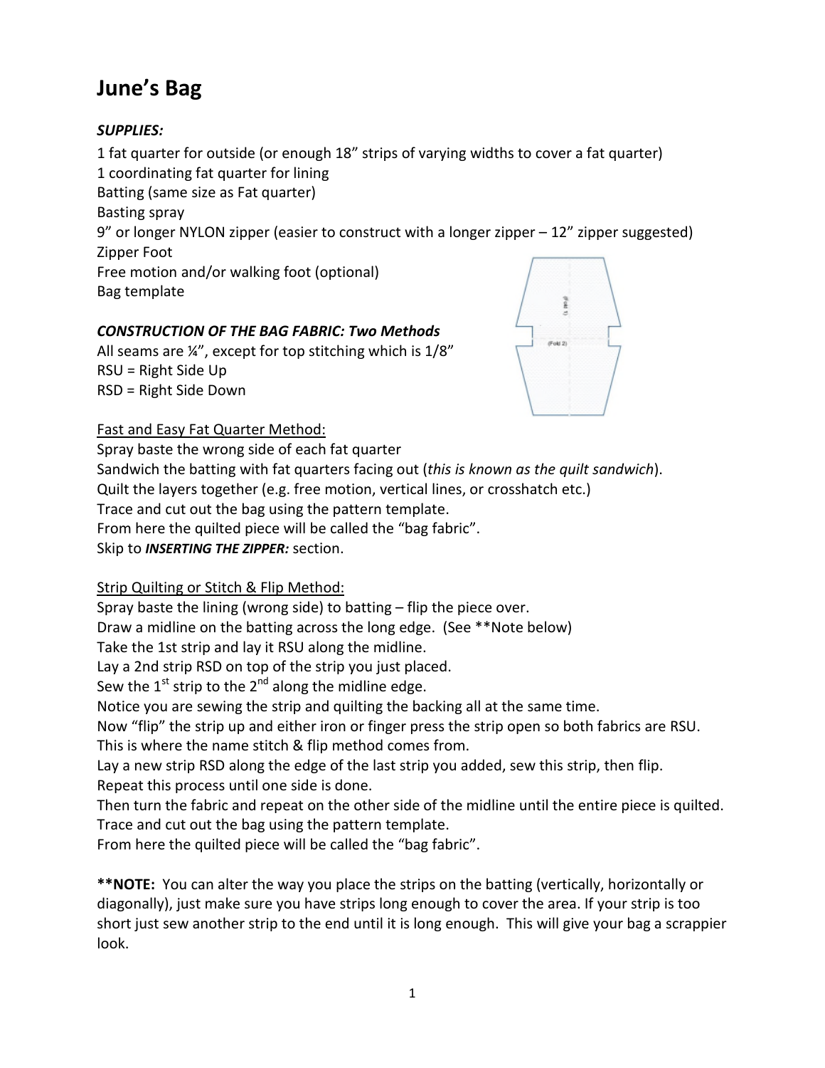# June's Bag

***SUPPLIES:***

1 fat quarter for outside (or enough 18" strips of varying widths to cover a fat quarter)
1 coordinating fat quarter for lining
Batting (same size as Fat quarter)
Basting spray
9" or longer NYLON zipper (easier to construct with a longer zipper – 12" zipper suggested)
Zipper Foot
Free motion and/or walking foot (optional)
Bag template

***CONSTRUCTION OF THE BAG FABRIC: Two Methods***

All seams are ¼", except for top stitching which is 1/8"
RSU = Right Side Up
RSD = Right Side Down

Fast and Easy Fat Quarter Method:

Spray baste the wrong side of each fat quarter
Sandwich the batting with fat quarters facing out (*this is known as the quilt sandwich*).
Quilt the layers together (e.g. free motion, vertical lines, or crosshatch etc.)
Trace and cut out the bag using the pattern template.
From here the quilted piece will be called the "bag fabric".
Skip to ***INSERTING THE ZIPPER:*** section.

Strip Quilting or Stitch & Flip Method:

Spray baste the lining (wrong side) to batting – flip the piece over.
Draw a midline on the batting across the long edge. (See **Note below)
Take the 1st strip and lay it RSU along the midline.
Lay a 2nd strip RSD on top of the strip you just placed.
Sew the 1st strip to the 2nd along the midline edge.
Notice you are sewing the strip and quilting the backing all at the same time.
Now "flip" the strip up and either iron or finger press the strip open so both fabrics are RSU.
This is where the name stitch & flip method comes from.
Lay a new strip RSD along the edge of the last strip you added, sew this strip, then flip.
Repeat this process until one side is done.
Then turn the fabric and repeat on the other side of the midline until the entire piece is quilted.
Trace and cut out the bag using the pattern template.
From here the quilted piece will be called the "bag fabric".

****NOTE:** You can alter the way you place the strips on the batting (vertically, horizontally or diagonally), just make sure you have strips long enough to cover the area. If your strip is too short just sew another strip to the end until it is long enough. This will give your bag a scrappier look.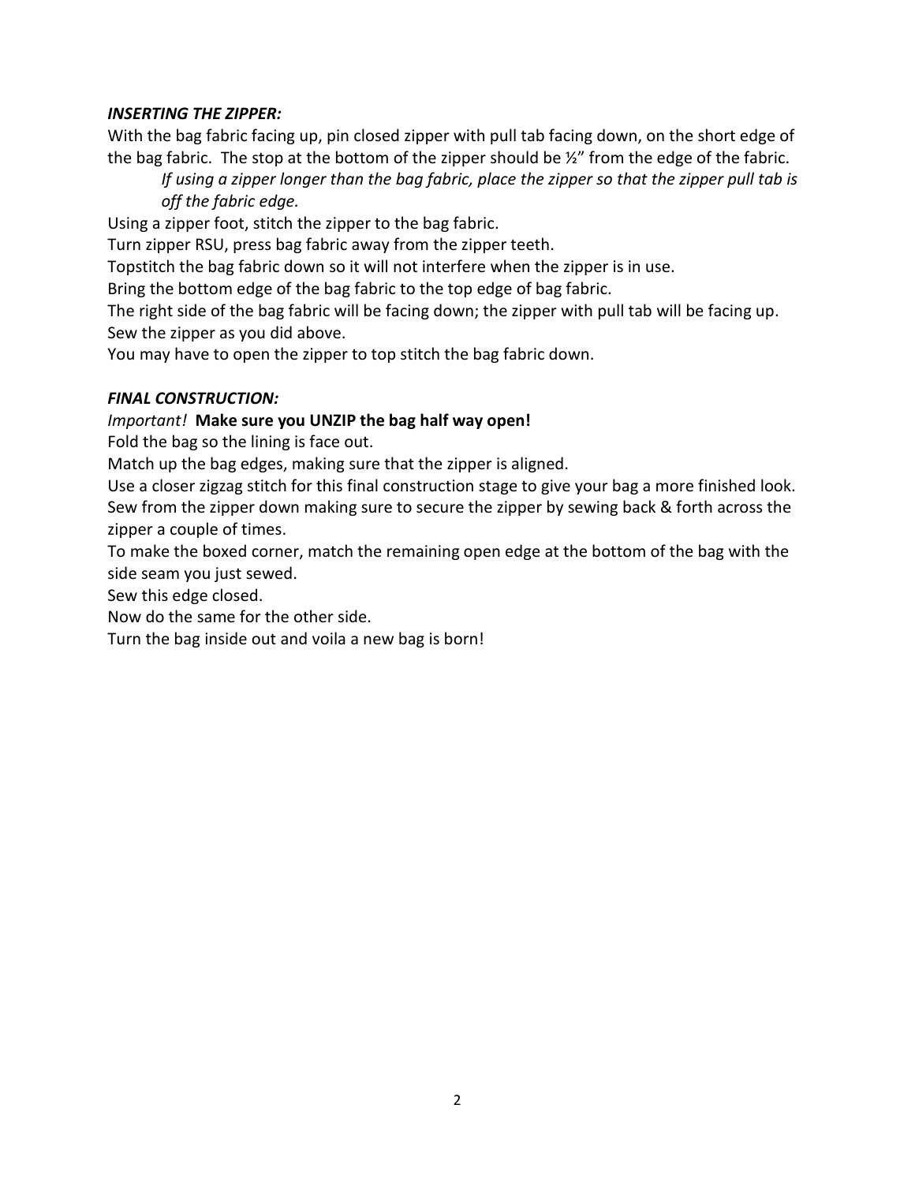***INSERTING THE ZIPPER:***

With the bag fabric facing up, pin closed zipper with pull tab facing down, on the short edge of the bag fabric. The stop at the bottom of the zipper should be ½" from the edge of the fabric.

> *If using a zipper longer than the bag fabric, place the zipper so that the zipper pull tab is off the fabric edge.*

Using a zipper foot, stitch the zipper to the bag fabric.
Turn zipper RSU, press bag fabric away from the zipper teeth.
Topstitch the bag fabric down so it will not interfere when the zipper is in use.
Bring the bottom edge of the bag fabric to the top edge of bag fabric.
The right side of the bag fabric will be facing down; the zipper with pull tab will be facing up.
Sew the zipper as you did above.
You may have to open the zipper to top stitch the bag fabric down.

***FINAL CONSTRUCTION:***

*Important!* **Make sure you UNZIP the bag half way open!**
Fold the bag so the lining is face out.
Match up the bag edges, making sure that the zipper is aligned.
Use a closer zigzag stitch for this final construction stage to give your bag a more finished look.
Sew from the zipper down making sure to secure the zipper by sewing back & forth across the zipper a couple of times.
To make the boxed corner, match the remaining open edge at the bottom of the bag with the side seam you just sewed.
Sew this edge closed.
Now do the same for the other side.
Turn the bag inside out and voila a new bag is born!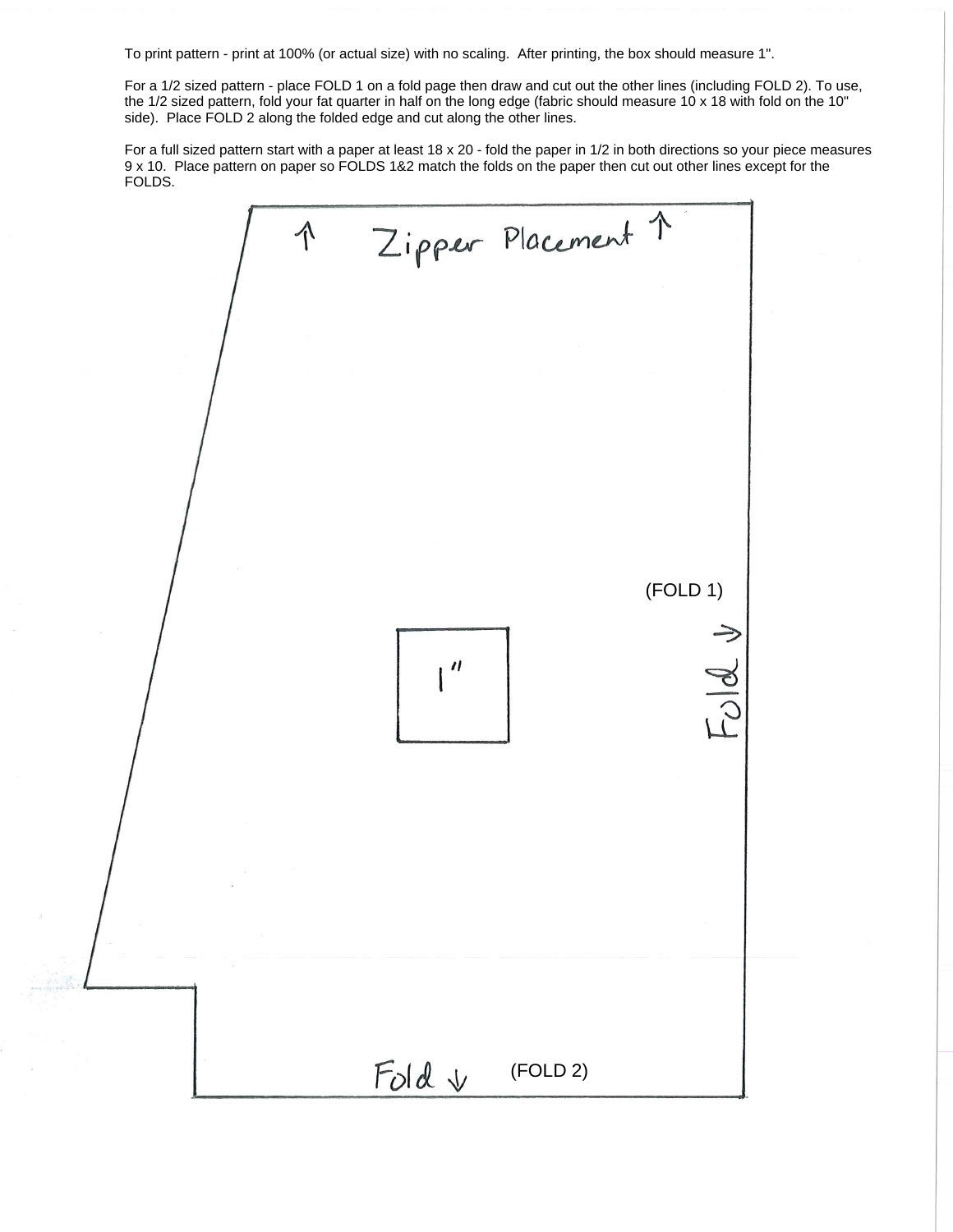To print pattern - print at 100% (or actual size) with no scaling. After printing, the box should measure 1".

For a 1/2 sized pattern - place FOLD 1 on a fold page then draw and cut out the other lines (including FOLD 2). To use, the 1/2 sized pattern, fold your fat quarter in half on the long edge (fabric should measure 10 x 18 with fold on the 10" side). Place FOLD 2 along the folded edge and cut along the other lines.

For a full sized pattern start with a paper at least 18 x 20 - fold the paper in 1/2 in both directions so your piece measures 9 x 10. Place pattern on paper so FOLDS 1&2 match the folds on the paper then cut out other lines except for the FOLDS.

↑ Zipper Placement ↑

(FOLD 1)

Fold ↓

1"

Fold ↓ (FOLD 2)